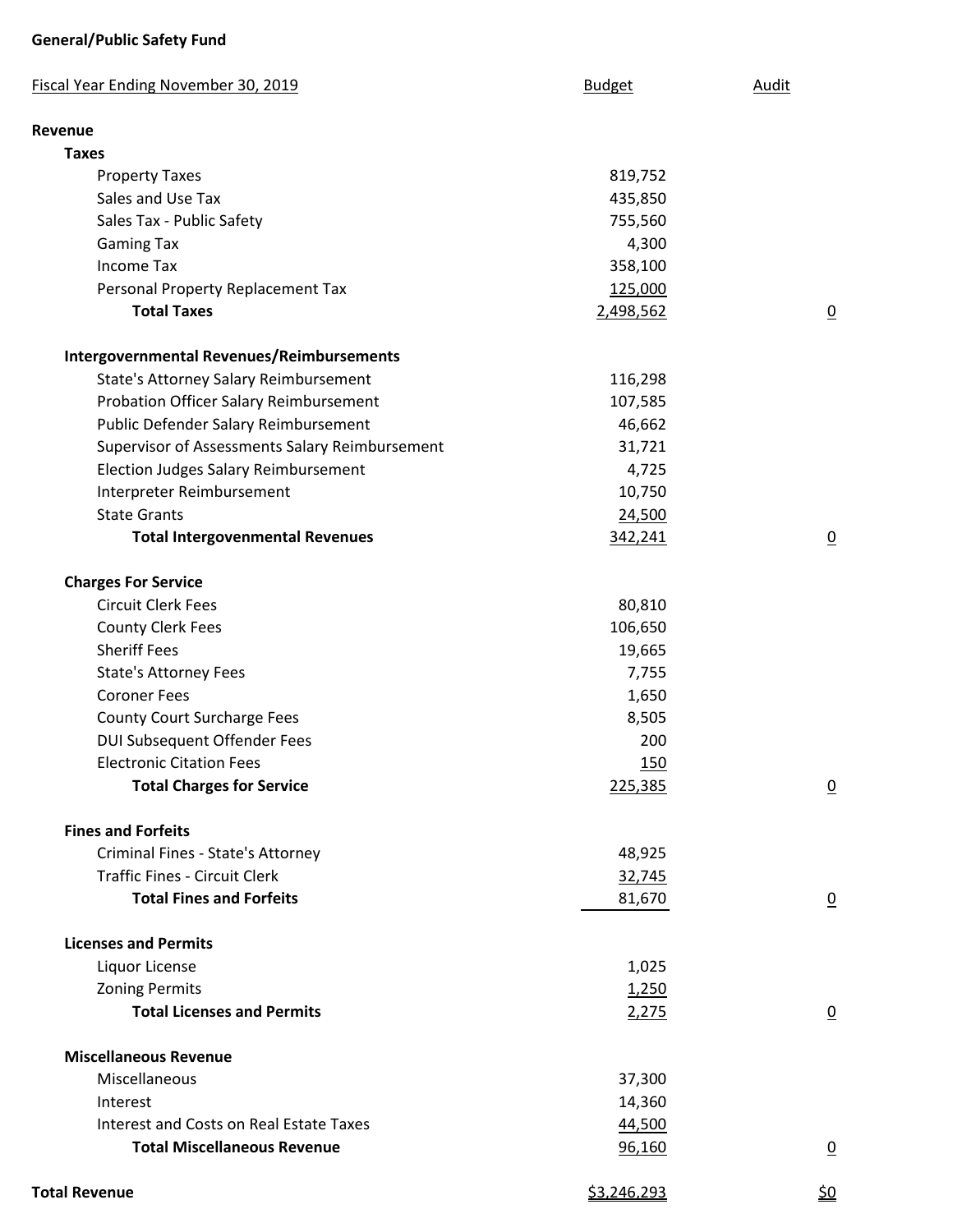**General/Public Safety Fund**

| Fiscal Year Ending November 30, 2019 | Budget | Audit |
|---|---|---|
| **Revenue** | | |
| **Taxes** | | |
| Property Taxes | 819,752 | |
| Sales and Use Tax | 435,850 | |
| Sales Tax - Public Safety | 755,560 | |
| Gaming Tax | 4,300 | |
| Income Tax | 358,100 | |
| Personal Property Replacement Tax | 125,000 | |
| **Total Taxes** | 2,498,562 | 0 |
| | | |
| **Intergovernmental Revenues/Reimbursements** | | |
| State's Attorney Salary Reimbursement | 116,298 | |
| Probation Officer Salary Reimbursement | 107,585 | |
| Public Defender Salary Reimbursement | 46,662 | |
| Supervisor of Assessments Salary Reimbursement | 31,721 | |
| Election Judges Salary Reimbursement | 4,725 | |
| Interpreter Reimbursement | 10,750 | |
| State Grants | 24,500 | |
| **Total Intergovenmental Revenues** | 342,241 | 0 |
| | | |
| **Charges For Service** | | |
| Circuit Clerk Fees | 80,810 | |
| County Clerk Fees | 106,650 | |
| Sheriff Fees | 19,665 | |
| State's Attorney Fees | 7,755 | |
| Coroner Fees | 1,650 | |
| County Court Surcharge Fees | 8,505 | |
| DUI Subsequent Offender Fees | 200 | |
| Electronic Citation Fees | 150 | |
| **Total Charges for Service** | 225,385 | 0 |
| | | |
| **Fines and Forfeits** | | |
| Criminal Fines - State's Attorney | 48,925 | |
| Traffic Fines - Circuit Clerk | 32,745 | |
| **Total Fines and Forfeits** | 81,670 | 0 |
| | | |
| **Licenses and Permits** | | |
| Liquor License | 1,025 | |
| Zoning Permits | 1,250 | |
| **Total Licenses and Permits** | 2,275 | 0 |
| | | |
| **Miscellaneous Revenue** | | |
| Miscellaneous | 37,300 | |
| Interest | 14,360 | |
| Interest and Costs on Real Estate Taxes | 44,500 | |
| **Total Miscellaneous Revenue** | 96,160 | 0 |
| | | |
| **Total Revenue** | $3,246,293 | $0 |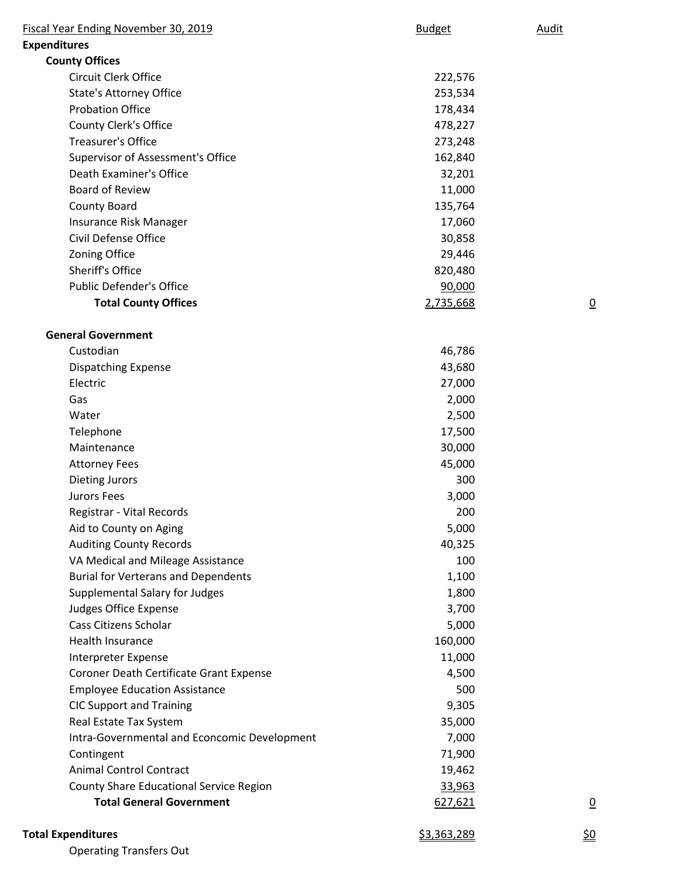| Fiscal Year Ending November 30, 2019 | Budget | Audit |
|---|---|---|
| **Expenditures** | | |
| **County Offices** | | |
| Circuit Clerk Office | 222,576 | |
| State's Attorney Office | 253,534 | |
| Probation Office | 178,434 | |
| County Clerk's Office | 478,227 | |
| Treasurer's Office | 273,248 | |
| Supervisor of Assessment's Office | 162,840 | |
| Death Examiner's Office | 32,201 | |
| Board of Review | 11,000 | |
| County Board | 135,764 | |
| Insurance Risk Manager | 17,060 | |
| Civil Defense Office | 30,858 | |
| Zoning Office | 29,446 | |
| Sheriff's Office | 820,480 | |
| Public Defender's Office | 90,000 | |
| **Total County Offices** | 2,735,668 | 0 |
| | | |
| **General Government** | | |
| Custodian | 46,786 | |
| Dispatching Expense | 43,680 | |
| Electric | 27,000 | |
| Gas | 2,000 | |
| Water | 2,500 | |
| Telephone | 17,500 | |
| Maintenance | 30,000 | |
| Attorney Fees | 45,000 | |
| Dieting Jurors | 300 | |
| Jurors Fees | 3,000 | |
| Registrar - Vital Records | 200 | |
| Aid to County on Aging | 5,000 | |
| Auditing County Records | 40,325 | |
| VA Medical and Mileage Assistance | 100 | |
| Burial for Verterans and Dependents | 1,100 | |
| Supplemental Salary for Judges | 1,800 | |
| Judges Office Expense | 3,700 | |
| Cass Citizens Scholar | 5,000 | |
| Health Insurance | 160,000 | |
| Interpreter Expense | 11,000 | |
| Coroner Death Certificate Grant Expense | 4,500 | |
| Employee Education Assistance | 500 | |
| CIC Support and Training | 9,305 | |
| Real Estate Tax System | 35,000 | |
| Intra-Governmental and Econcomic Development | 7,000 | |
| Contingent | 71,900 | |
| Animal Control Contract | 19,462 | |
| County Share Educational Service Region | 33,963 | |
| **Total General Government** | 627,621 | 0 |
| | | |
| **Total Expenditures** | $3,363,289 | $0 |
| Operating Transfers Out | | |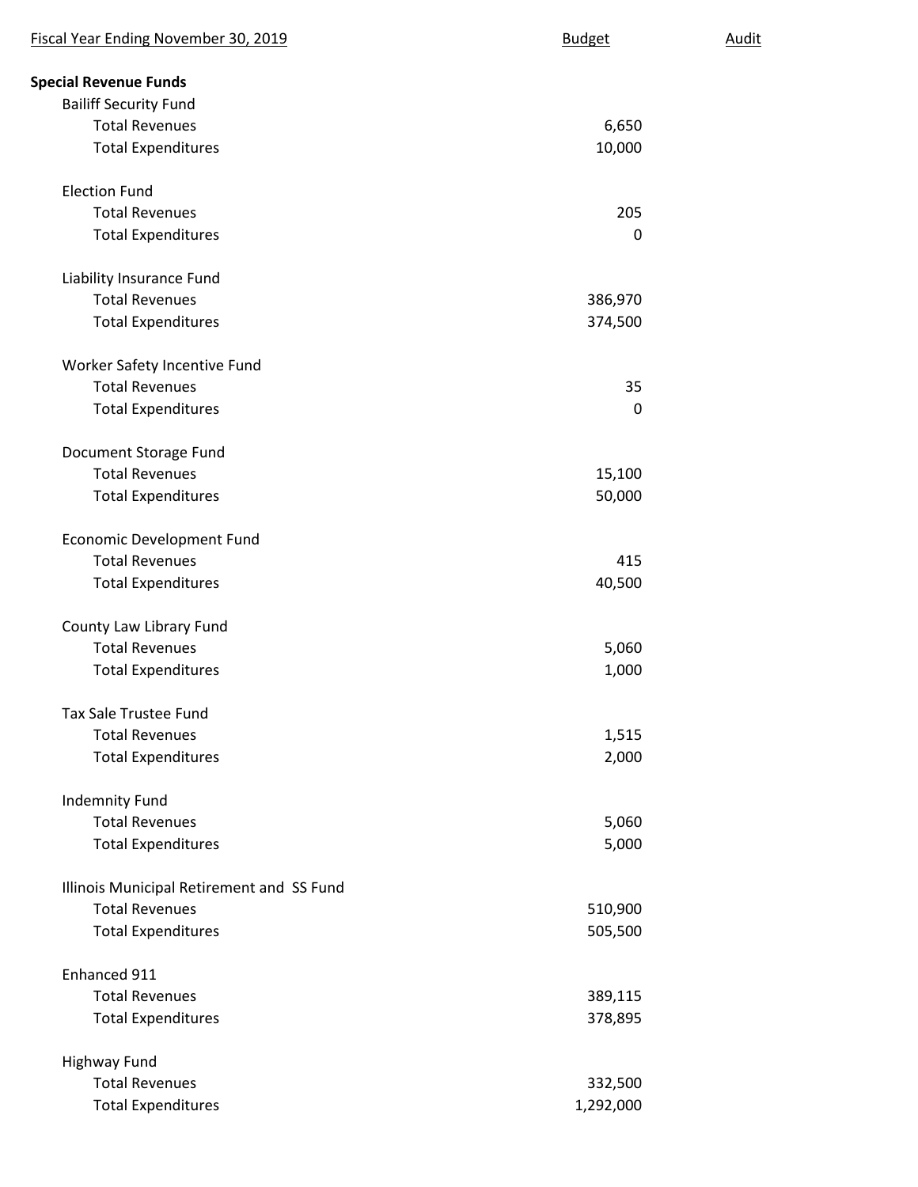| Fiscal Year Ending November 30, 2019 | Budget | Audit |
| --- | --- | --- |
| **Special Revenue Funds** | | |
| Bailiff Security Fund | | |
| Total Revenues | 6,650 | |
| Total Expenditures | 10,000 | |
| | | |
| Election Fund | | |
| Total Revenues | 205 | |
| Total Expenditures | 0 | |
| | | |
| Liability Insurance Fund | | |
| Total Revenues | 386,970 | |
| Total Expenditures | 374,500 | |
| | | |
| Worker Safety Incentive Fund | | |
| Total Revenues | 35 | |
| Total Expenditures | 0 | |
| | | |
| Document Storage Fund | | |
| Total Revenues | 15,100 | |
| Total Expenditures | 50,000 | |
| | | |
| Economic Development Fund | | |
| Total Revenues | 415 | |
| Total Expenditures | 40,500 | |
| | | |
| County Law Library Fund | | |
| Total Revenues | 5,060 | |
| Total Expenditures | 1,000 | |
| | | |
| Tax Sale Trustee Fund | | |
| Total Revenues | 1,515 | |
| Total Expenditures | 2,000 | |
| | | |
| Indemnity Fund | | |
| Total Revenues | 5,060 | |
| Total Expenditures | 5,000 | |
| | | |
| Illinois Municipal Retirement and SS Fund | | |
| Total Revenues | 510,900 | |
| Total Expenditures | 505,500 | |
| | | |
| Enhanced 911 | | |
| Total Revenues | 389,115 | |
| Total Expenditures | 378,895 | |
| | | |
| Highway Fund | | |
| Total Revenues | 332,500 | |
| Total Expenditures | 1,292,000 | |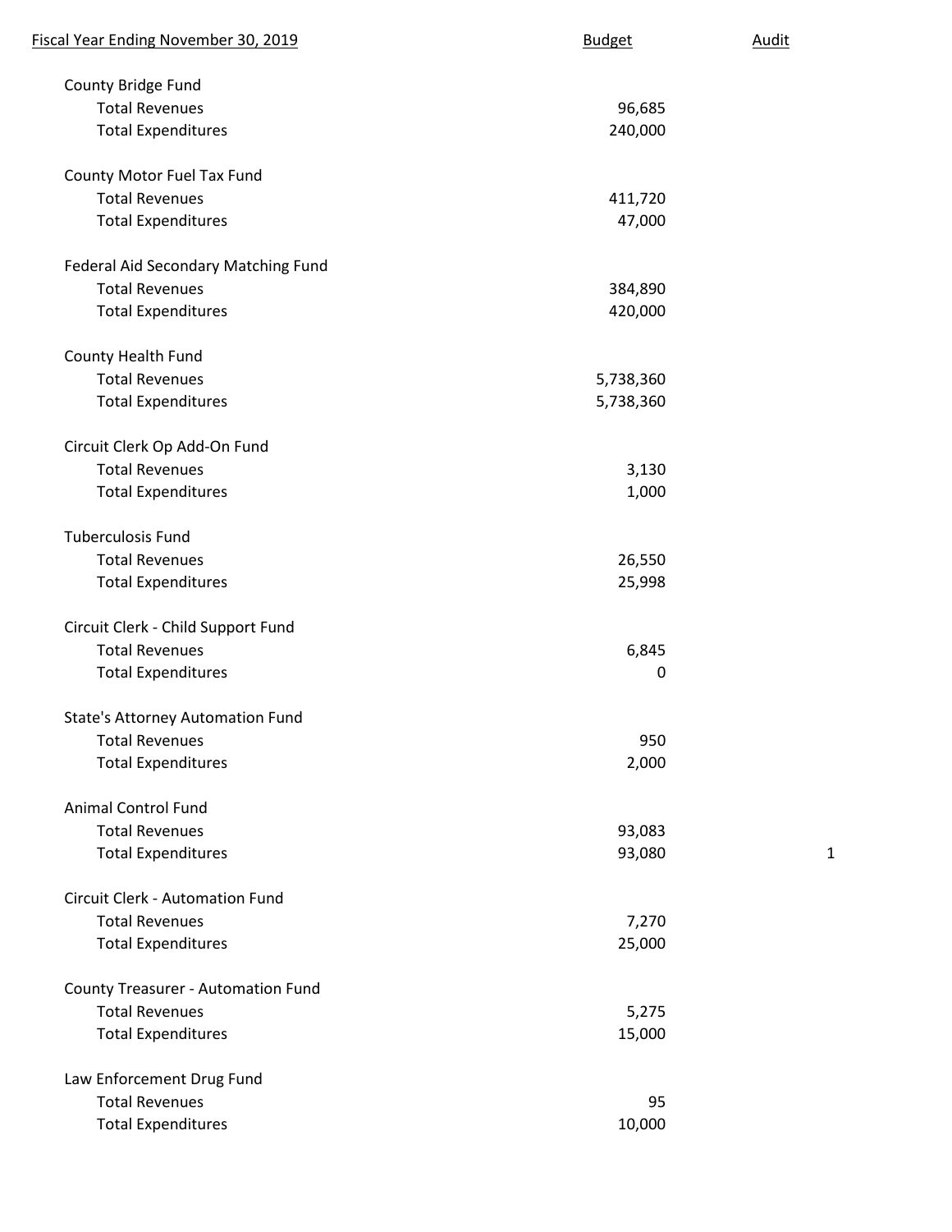| Fiscal Year Ending November 30, 2019 | Budget | Audit |
|---|---|---|
| **County Bridge Fund** | | |
| Total Revenues | 96,685 | |
| Total Expenditures | 240,000 | |
| **County Motor Fuel Tax Fund** | | |
| Total Revenues | 411,720 | |
| Total Expenditures | 47,000 | |
| **Federal Aid Secondary Matching Fund** | | |
| Total Revenues | 384,890 | |
| Total Expenditures | 420,000 | |
| **County Health Fund** | | |
| Total Revenues | 5,738,360 | |
| Total Expenditures | 5,738,360 | |
| **Circuit Clerk Op Add-On Fund** | | |
| Total Revenues | 3,130 | |
| Total Expenditures | 1,000 | |
| **Tuberculosis Fund** | | |
| Total Revenues | 26,550 | |
| Total Expenditures | 25,998 | |
| **Circuit Clerk - Child Support Fund** | | |
| Total Revenues | 6,845 | |
| Total Expenditures | 0 | |
| **State's Attorney Automation Fund** | | |
| Total Revenues | 950 | |
| Total Expenditures | 2,000 | |
| **Animal Control Fund** | | |
| Total Revenues | 93,083 | |
| Total Expenditures | 93,080 | 1 |
| **Circuit Clerk - Automation Fund** | | |
| Total Revenues | 7,270 | |
| Total Expenditures | 25,000 | |
| **County Treasurer - Automation Fund** | | |
| Total Revenues | 5,275 | |
| Total Expenditures | 15,000 | |
| **Law Enforcement Drug Fund** | | |
| Total Revenues | 95 | |
| Total Expenditures | 10,000 | |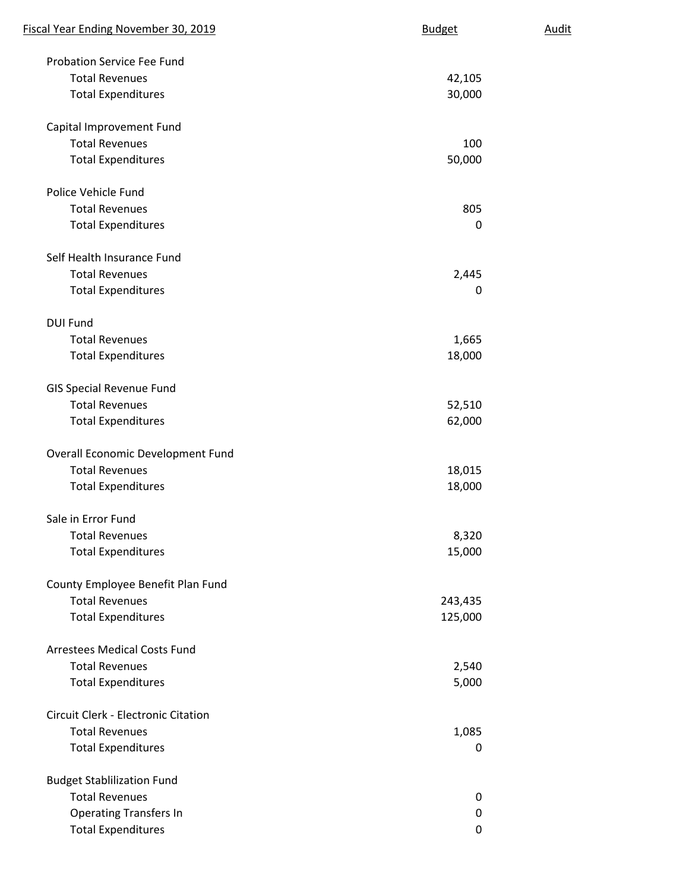| Fiscal Year Ending November 30, 2019 | Budget | Audit |
| --- | --- | --- |
| Probation Service Fee Fund | | |
| Total Revenues | 42,105 | |
| Total Expenditures | 30,000 | |
| | | |
| Capital Improvement Fund | | |
| Total Revenues | 100 | |
| Total Expenditures | 50,000 | |
| | | |
| Police Vehicle Fund | | |
| Total Revenues | 805 | |
| Total Expenditures | 0 | |
| | | |
| Self Health Insurance Fund | | |
| Total Revenues | 2,445 | |
| Total Expenditures | 0 | |
| | | |
| DUI Fund | | |
| Total Revenues | 1,665 | |
| Total Expenditures | 18,000 | |
| | | |
| GIS Special Revenue Fund | | |
| Total Revenues | 52,510 | |
| Total Expenditures | 62,000 | |
| | | |
| Overall Economic Development Fund | | |
| Total Revenues | 18,015 | |
| Total Expenditures | 18,000 | |
| | | |
| Sale in Error Fund | | |
| Total Revenues | 8,320 | |
| Total Expenditures | 15,000 | |
| | | |
| County Employee Benefit Plan Fund | | |
| Total Revenues | 243,435 | |
| Total Expenditures | 125,000 | |
| | | |
| Arrestees Medical Costs Fund | | |
| Total Revenues | 2,540 | |
| Total Expenditures | 5,000 | |
| | | |
| Circuit Clerk - Electronic Citation | | |
| Total Revenues | 1,085 | |
| Total Expenditures | 0 | |
| | | |
| Budget Stablilization Fund | | |
| Total Revenues | 0 | |
| Operating Transfers In | 0 | |
| Total Expenditures | 0 | |